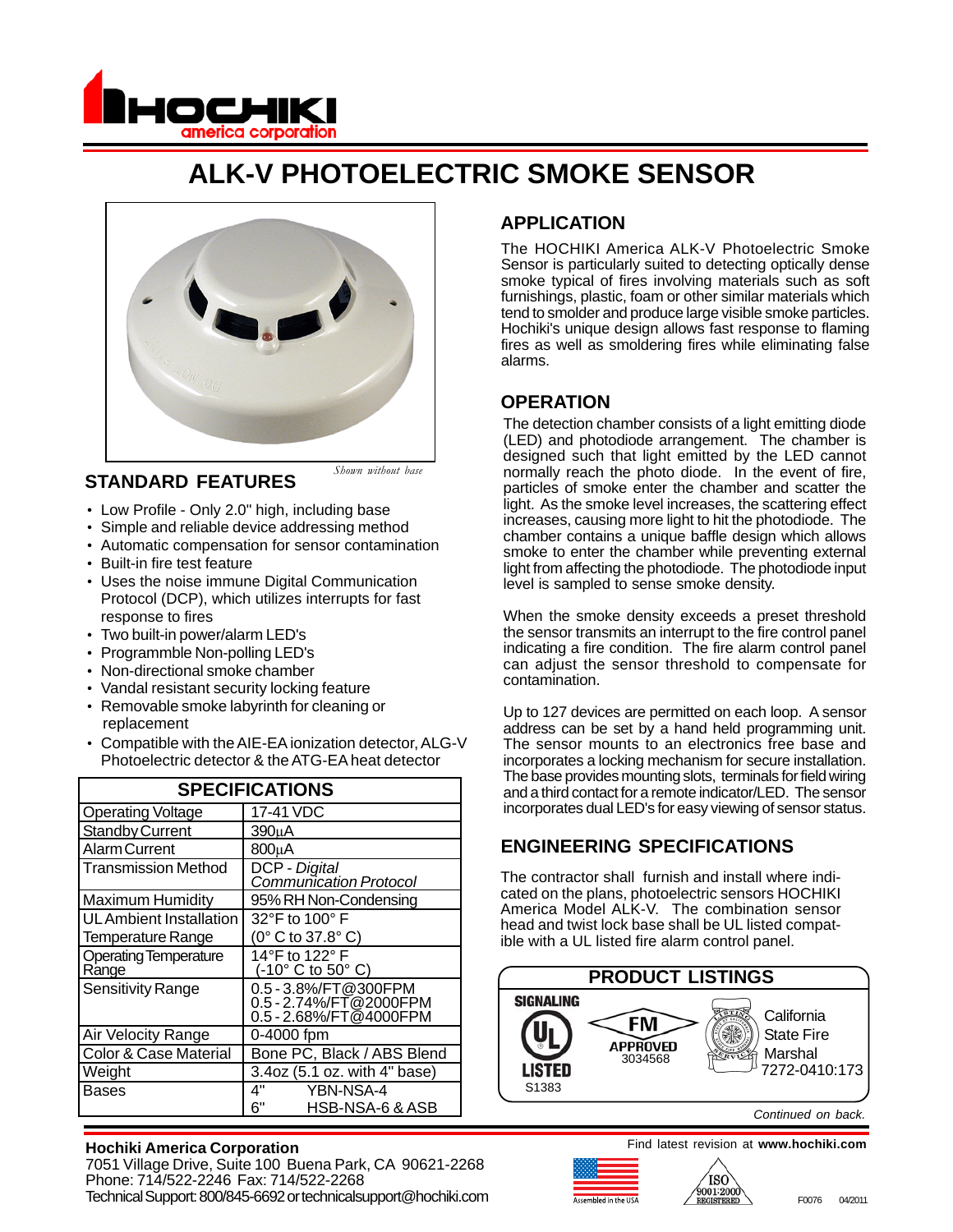# ALK-V PHOTOELECTRIC SMOKE SENSOR

*Shown without base*

## STANDARD FEATURES

- Low Profile - Only 2.0" high, including base
- Simple and reliable device addressing method
- Automatic compensation for sensor contamination
- Built-in fire test feature
- Uses the noise immune Digital Communication Protocol (DCP), which utilizes interrupts for fast response to fires
- Two built-in power/alarm LED's
- Programmble Non-polling LED's
- Non-directional smoke chamber
- Vandal resistant security locking feature
- Removable smoke labyrinth for cleaning or replacement
- Compatible with the AIE-EA ionization detector, ALG-V Photoelectric detector & the ATG-EA heat detector

| SPECIFICATIONS | |
|---|---|
| Operating Voltage | 17-41 VDC |
| Standby Current | 390µA |
| Alarm Current | 800µA |
| Transmission Method | DCP - *Digital Communication Protocol* |
| Maximum Humidity | 95% RH Non-Condensing |
| UL Ambient Installation Temperature Range | 32°F to 100° F (0° C to 37.8° C) |
| Operating Temperature Range | 14°F to 122° F (-10° C to 50° C) |
| Sensitivity Range | 0.5 - 3.8%/FT@300FPM 0.5 - 2.74%/FT@2000FPM 0.5 - 2.68%/FT@4000FPM |
| Air Velocity Range | 0-4000 fpm |
| Color & Case Material | Bone PC, Black / ABS Blend |
| Weight | 3.4oz (5.1 oz. with 4" base) |
| Bases | 4" YBN-NSA-4 6" HSB-NSA-6 & ASB |

## APPLICATION

The HOCHIKI America ALK-V Photoelectric Smoke Sensor is particularly suited to detecting optically dense smoke typical of fires involving materials such as soft furnishings, plastic, foam or other similar materials which tend to smolder and produce large visible smoke particles. Hochiki's unique design allows fast response to flaming fires as well as smoldering fires while eliminating false alarms.

## OPERATION

The detection chamber consists of a light emitting diode (LED) and photodiode arrangement. The chamber is designed such that light emitted by the LED cannot normally reach the photo diode. In the event of fire, particles of smoke enter the chamber and scatter the light. As the smoke level increases, the scattering effect increases, causing more light to hit the photodiode. The chamber contains a unique baffle design which allows smoke to enter the chamber while preventing external light from affecting the photodiode. The photodiode input level is sampled to sense smoke density.

When the smoke density exceeds a preset threshold the sensor transmits an interrupt to the fire control panel indicating a fire condition. The fire alarm control panel can adjust the sensor threshold to compensate for contamination.

Up to 127 devices are permitted on each loop. A sensor address can be set by a hand held programming unit. The sensor mounts to an electronics free base and incorporates a locking mechanism for secure installation. The base provides mounting slots, terminals for field wiring and a third contact for a remote indicator/LED. The sensor incorporates dual LED's for easy viewing of sensor status.

## ENGINEERING SPECIFICATIONS

The contractor shall furnish and install where indicated on the plans, photoelectric sensors HOCHIKI America Model ALK-V. The combination sensor head and twist lock base shall be UL listed compatible with a UL listed fire alarm control panel.

### PRODUCT LISTINGS

SIGNALING UL LISTED S1383

FM APPROVED 3034568

California State Fire Marshal 7272-0410:173

*Continued on back.*

**Hochiki America Corporation**
7051 Village Drive, Suite 100 Buena Park, CA 90621-2268
Phone: 714/522-2246 Fax: 714/522-2268
Technical Support: 800/845-6692 or technicalsupport@hochiki.com

Find latest revision at **www.hochiki.com**

Assembled in the USA

ISO 9001:2000 REGISTERED

F0076 04/2011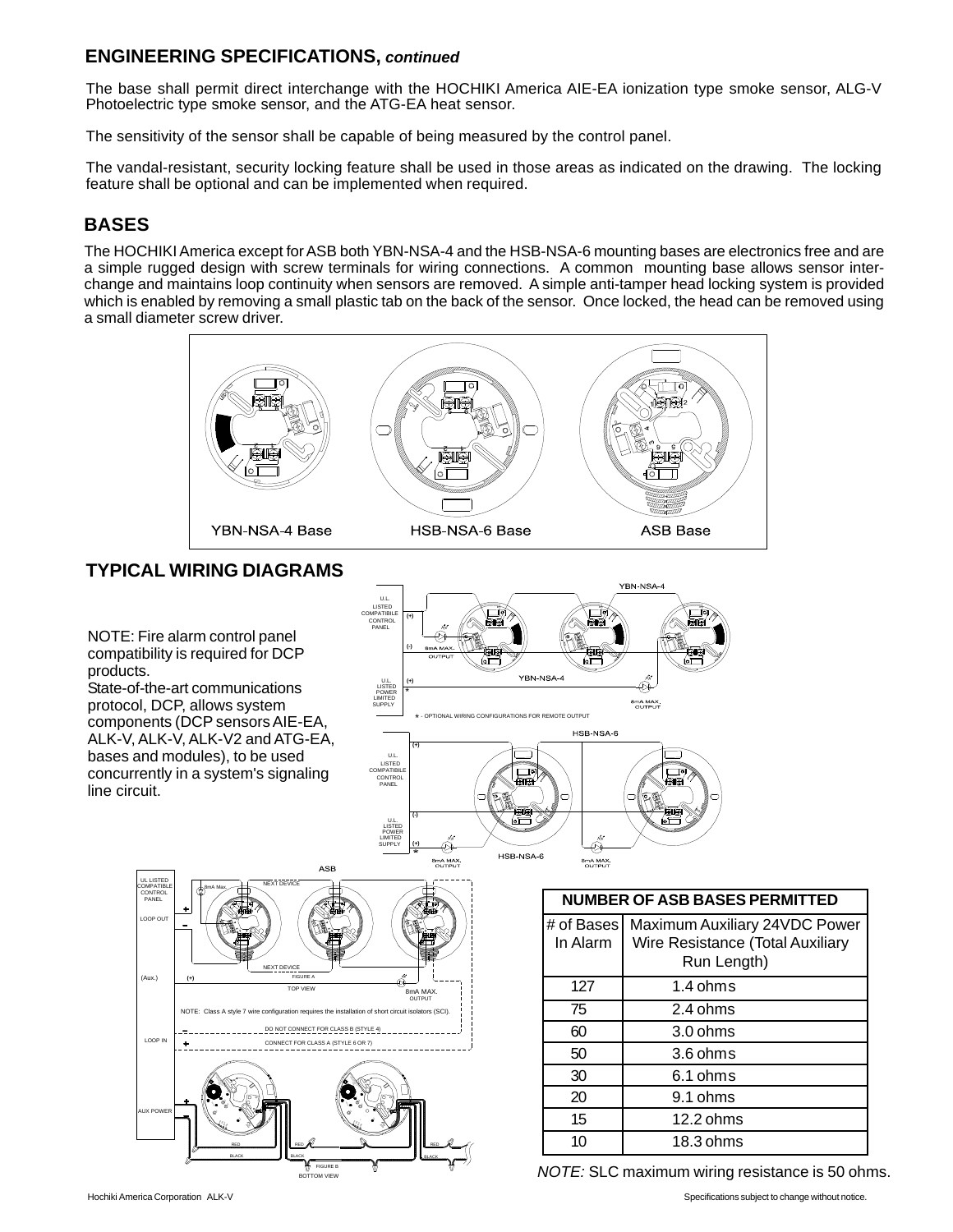## ENGINEERING SPECIFICATIONS, *continued*

The base shall permit direct interchange with the HOCHIKI America AIE-EA ionization type smoke sensor, ALG-V Photoelectric type smoke sensor, and the ATG-EA heat sensor.

The sensitivity of the sensor shall be capable of being measured by the control panel.

The vandal-resistant, security locking feature shall be used in those areas as indicated on the drawing. The locking feature shall be optional and can be implemented when required.

## BASES

The HOCHIKI America except for ASB both YBN-NSA-4 and the HSB-NSA-6 mounting bases are electronics free and are a simple rugged design with screw terminals for wiring connections. A common mounting base allows sensor interchange and maintains loop continuity when sensors are removed. A simple anti-tamper head locking system is provided which is enabled by removing a small plastic tab on the back of the sensor. Once locked, the head can be removed using a small diameter screw driver.

YBN-NSA-4 Base

HSB-NSA-6 Base

ASB Base

## TYPICAL WIRING DIAGRAMS

NOTE: Fire alarm control panel compatibility is required for DCP products.
State-of-the-art communications protocol, DCP, allows system components (DCP sensors AIE-EA, ALK-V, ALK-V2 and ATG-EA, bases and modules), to be used concurrently in a system's signaling line circuit.

YBN-NSA-4

U.L. LISTED COMPATIBLE CONTROL PANEL

(+)

(-)

8mA MAX. OUTPUT

U.L. LISTED POWER LIMITED SUPPLY

(+)

*

YBN-NSA-4

8mA MAX. OUTPUT

* - OPTIONAL WIRING CONFIGURATIONS FOR REMOTE OUTPUT

HSB-NSA-6

(+)

U.L. LISTED COMPATIBLE CONTROL PANEL

(-)

U.L. LISTED POWER LIMITED SUPPLY

(+)

*

8mA MAX. OUTPUT

HSB-NSA-6

8mA MAX. OUTPUT

ASB

UL LISTED COMPATIBLE CONTROL PANEL

8mA Max.

NEXT DEVICE

LOOP OUT

+

-

NEXT DEVICE

(Aux.)

(+)

FIGURE A

TOP VIEW

8mA MAX. OUTPUT

NOTE: Class A style 7 wire configuration requires the installation of short circuit isolators (SCI).

LOOP IN

-

DO NOT CONNECT FOR CLASS B (STYLE 4)

+

CONNECT FOR CLASS A (STYLE 6 OR 7)

AUX POWER

+

-

RED

RED

RED

BLACK

BLACK

BLACK

FIGURE B

BOTTOM VIEW

| NUMBER OF ASB BASES PERMITTED | |
|---|---|
| # of Bases In Alarm | Maximum Auxiliary 24VDC Power Wire Resistance (Total Auxiliary Run Length) |
| 127 | 1.4 ohms |
| 75 | 2.4 ohms |
| 60 | 3.0 ohms |
| 50 | 3.6 ohms |
| 30 | 6.1 ohms |
| 20 | 9.1 ohms |
| 15 | 12.2 ohms |
| 10 | 18.3 ohms |

*NOTE:* SLC maximum wiring resistance is 50 ohms.

Hochiki America Corporation ALK-V

Specifications subject to change without notice.